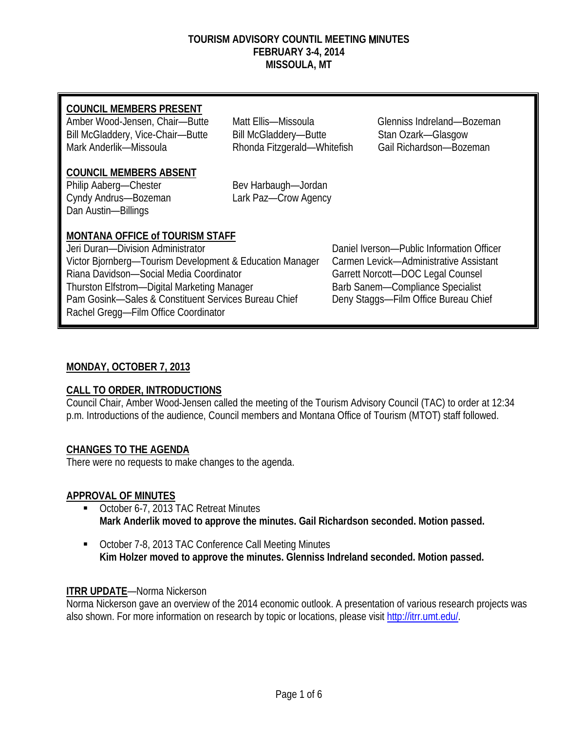**TOURISM ADVISORY COUNTIL MEETING MINUTES**
**FEBRUARY 3-4, 2014**
**MISSOULA, MT**

**COUNCIL MEMBERS PRESENT**

Amber Wood-Jensen, Chair—Butte
Bill McGladdery, Vice-Chair—Butte
Mark Anderlik—Missoula
Matt Ellis—Missoula
Bill McGladdery—Butte
Rhonda Fitzgerald—Whitefish
Glenniss Indreland—Bozeman
Stan Ozark—Glasgow
Gail Richardson—Bozeman

**COUNCIL MEMBERS ABSENT**

Philip Aaberg—Chester
Cyndy Andrus—Bozeman
Dan Austin—Billings
Bev Harbaugh—Jordan
Lark Paz—Crow Agency

**MONTANA OFFICE of TOURISM STAFF**

Jeri Duran—Division Administrator
Victor Bjornberg—Tourism Development & Education Manager
Riana Davidson—Social Media Coordinator
Thurston Elfstrom—Digital Marketing Manager
Pam Gosink—Sales & Constituent Services Bureau Chief
Rachel Gregg—Film Office Coordinator
Daniel Iverson—Public Information Officer
Carmen Levick—Administrative Assistant
Garrett Norcott—DOC Legal Counsel
Barb Sanem—Compliance Specialist
Deny Staggs—Film Office Bureau Chief

## MONDAY, OCTOBER 7, 2013

### CALL TO ORDER, INTRODUCTIONS

Council Chair, Amber Wood-Jensen called the meeting of the Tourism Advisory Council (TAC) to order at 12:34 p.m. Introductions of the audience, Council members and Montana Office of Tourism (MTOT) staff followed.

### CHANGES TO THE AGENDA

There were no requests to make changes to the agenda.

### APPROVAL OF MINUTES

- October 6-7, 2013 TAC Retreat Minutes
  **Mark Anderlik moved to approve the minutes. Gail Richardson seconded. Motion passed.**
- October 7-8, 2013 TAC Conference Call Meeting Minutes
  **Kim Holzer moved to approve the minutes. Glenniss Indreland seconded. Motion passed.**

### ITRR UPDATE—Norma Nickerson

Norma Nickerson gave an overview of the 2014 economic outlook. A presentation of various research projects was also shown. For more information on research by topic or locations, please visit http://itrr.umt.edu/.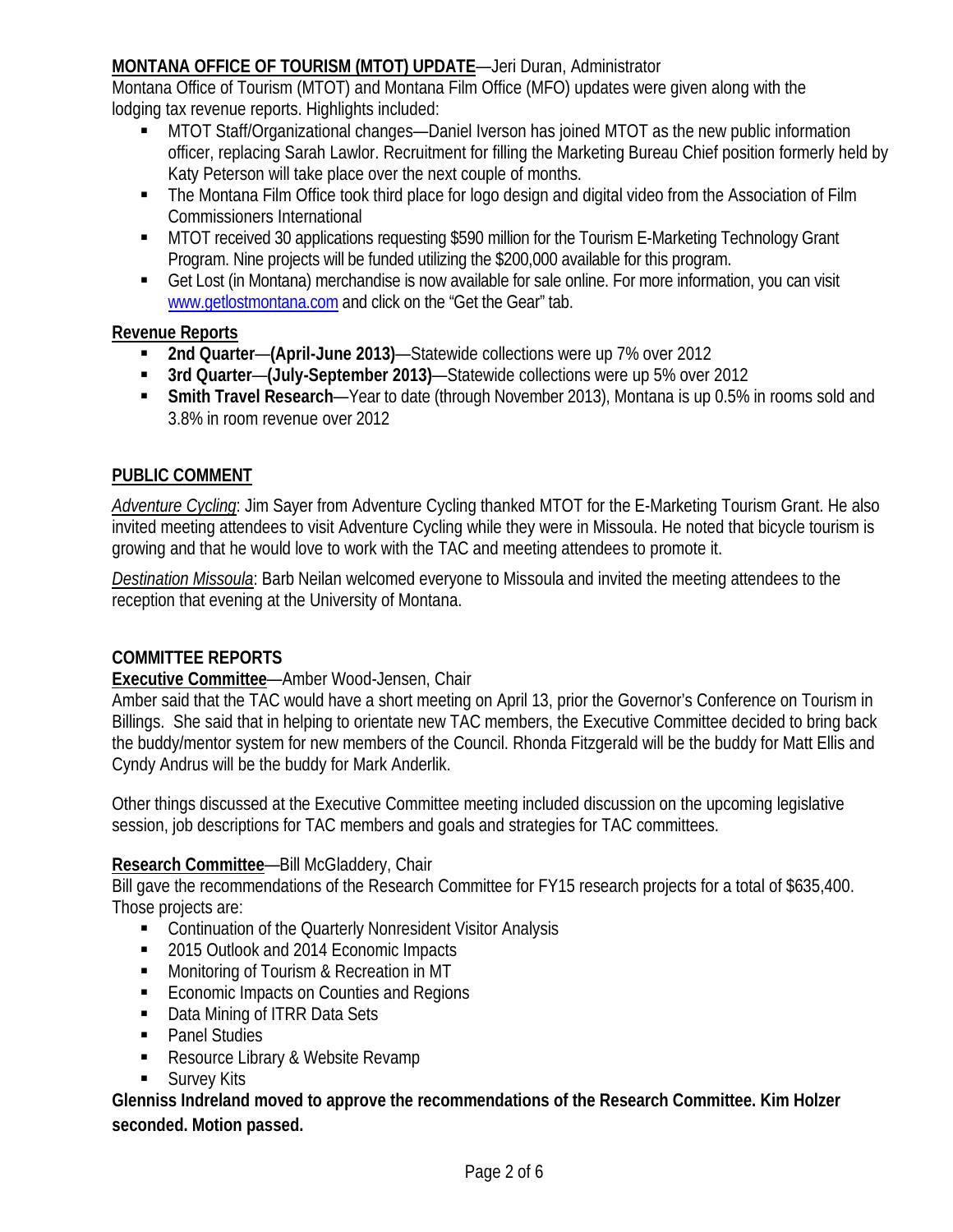**MONTANA OFFICE OF TOURISM (MTOT) UPDATE**—Jeri Duran, Administrator

Montana Office of Tourism (MTOT) and Montana Film Office (MFO) updates were given along with the lodging tax revenue reports. Highlights included:

- MTOT Staff/Organizational changes—Daniel Iverson has joined MTOT as the new public information officer, replacing Sarah Lawlor. Recruitment for filling the Marketing Bureau Chief position formerly held by Katy Peterson will take place over the next couple of months.
- The Montana Film Office took third place for logo design and digital video from the Association of Film Commissioners International
- MTOT received 30 applications requesting $590 million for the Tourism E-Marketing Technology Grant Program. Nine projects will be funded utilizing the $200,000 available for this program.
- Get Lost (in Montana) merchandise is now available for sale online. For more information, you can visit www.getlostmontana.com and click on the "Get the Gear" tab.

**Revenue Reports**

- **2nd Quarter**—**(April-June 2013)**—Statewide collections were up 7% over 2012
- **3rd Quarter**—**(July-September 2013)**—Statewide collections were up 5% over 2012
- **Smith Travel Research**—Year to date (through November 2013), Montana is up 0.5% in rooms sold and 3.8% in room revenue over 2012

**PUBLIC COMMENT**

*Adventure Cycling*: Jim Sayer from Adventure Cycling thanked MTOT for the E-Marketing Tourism Grant. He also invited meeting attendees to visit Adventure Cycling while they were in Missoula. He noted that bicycle tourism is growing and that he would love to work with the TAC and meeting attendees to promote it.

*Destination Missoula*: Barb Neilan welcomed everyone to Missoula and invited the meeting attendees to the reception that evening at the University of Montana.

**COMMITTEE REPORTS**

**Executive Committee**—Amber Wood-Jensen, Chair

Amber said that the TAC would have a short meeting on April 13, prior the Governor's Conference on Tourism in Billings. She said that in helping to orientate new TAC members, the Executive Committee decided to bring back the buddy/mentor system for new members of the Council. Rhonda Fitzgerald will be the buddy for Matt Ellis and Cyndy Andrus will be the buddy for Mark Anderlik.

Other things discussed at the Executive Committee meeting included discussion on the upcoming legislative session, job descriptions for TAC members and goals and strategies for TAC committees.

**Research Committee**—Bill McGladdery, Chair

Bill gave the recommendations of the Research Committee for FY15 research projects for a total of $635,400. Those projects are:

- Continuation of the Quarterly Nonresident Visitor Analysis
- 2015 Outlook and 2014 Economic Impacts
- Monitoring of Tourism & Recreation in MT
- Economic Impacts on Counties and Regions
- Data Mining of ITRR Data Sets
- Panel Studies
- Resource Library & Website Revamp
- Survey Kits

**Glenniss Indreland moved to approve the recommendations of the Research Committee. Kim Holzer seconded. Motion passed.**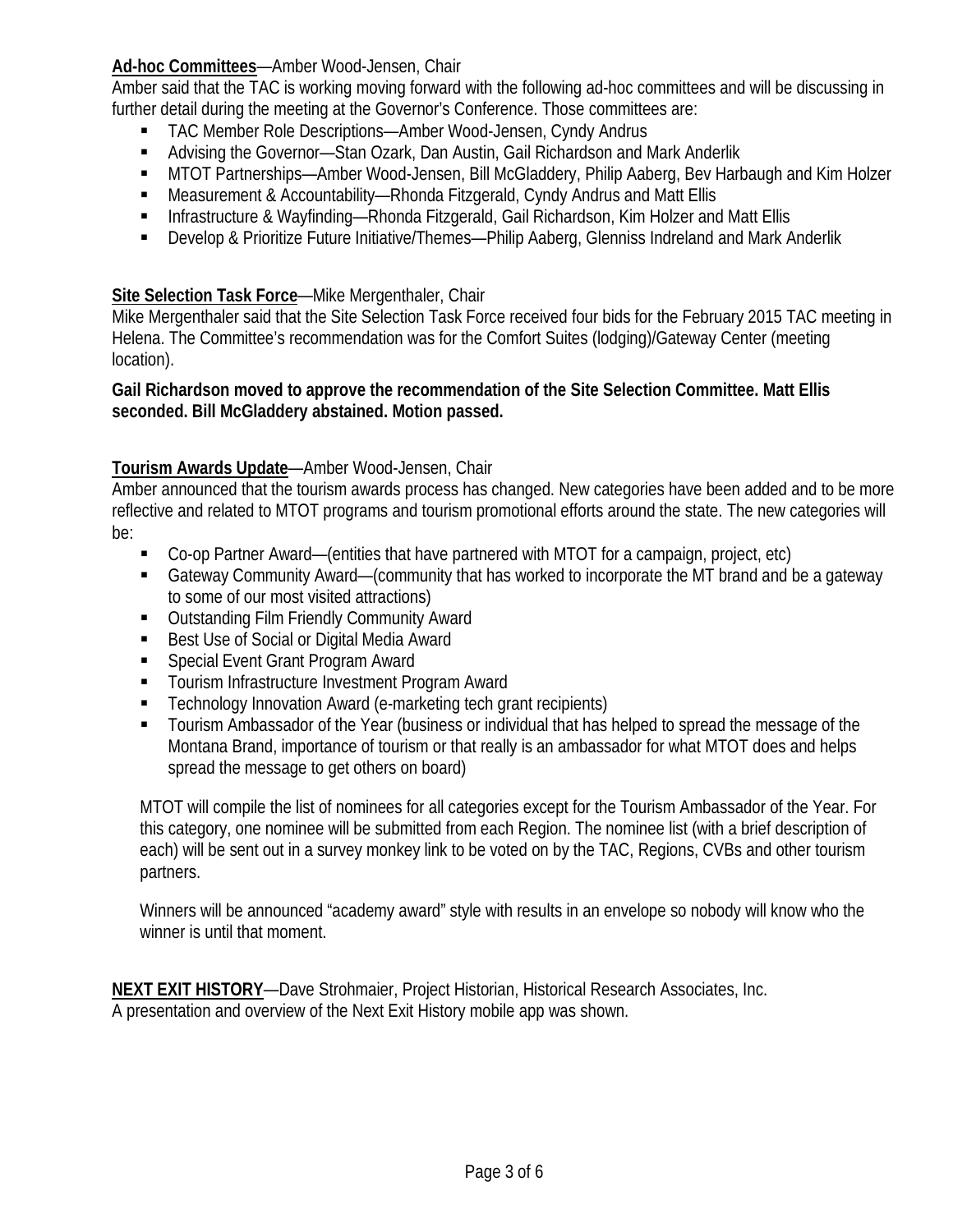**Ad-hoc Committees**—Amber Wood-Jensen, Chair

Amber said that the TAC is working moving forward with the following ad-hoc committees and will be discussing in further detail during the meeting at the Governor's Conference. Those committees are:

- TAC Member Role Descriptions—Amber Wood-Jensen, Cyndy Andrus
- Advising the Governor—Stan Ozark, Dan Austin, Gail Richardson and Mark Anderlik
- MTOT Partnerships—Amber Wood-Jensen, Bill McGladdery, Philip Aaberg, Bev Harbaugh and Kim Holzer
- Measurement & Accountability—Rhonda Fitzgerald, Cyndy Andrus and Matt Ellis
- Infrastructure & Wayfinding—Rhonda Fitzgerald, Gail Richardson, Kim Holzer and Matt Ellis
- Develop & Prioritize Future Initiative/Themes—Philip Aaberg, Glenniss Indreland and Mark Anderlik

**Site Selection Task Force**—Mike Mergenthaler, Chair

Mike Mergenthaler said that the Site Selection Task Force received four bids for the February 2015 TAC meeting in Helena. The Committee's recommendation was for the Comfort Suites (lodging)/Gateway Center (meeting location).

**Gail Richardson moved to approve the recommendation of the Site Selection Committee. Matt Ellis seconded. Bill McGladdery abstained. Motion passed.**

**Tourism Awards Update**—Amber Wood-Jensen, Chair

Amber announced that the tourism awards process has changed. New categories have been added and to be more reflective and related to MTOT programs and tourism promotional efforts around the state. The new categories will be:

- Co-op Partner Award—(entities that have partnered with MTOT for a campaign, project, etc)
- Gateway Community Award—(community that has worked to incorporate the MT brand and be a gateway to some of our most visited attractions)
- Outstanding Film Friendly Community Award
- Best Use of Social or Digital Media Award
- Special Event Grant Program Award
- Tourism Infrastructure Investment Program Award
- Technology Innovation Award (e-marketing tech grant recipients)
- Tourism Ambassador of the Year (business or individual that has helped to spread the message of the Montana Brand, importance of tourism or that really is an ambassador for what MTOT does and helps spread the message to get others on board)

MTOT will compile the list of nominees for all categories except for the Tourism Ambassador of the Year. For this category, one nominee will be submitted from each Region. The nominee list (with a brief description of each) will be sent out in a survey monkey link to be voted on by the TAC, Regions, CVBs and other tourism partners.

Winners will be announced "academy award" style with results in an envelope so nobody will know who the winner is until that moment.

**NEXT EXIT HISTORY**—Dave Strohmaier, Project Historian, Historical Research Associates, Inc.

A presentation and overview of the Next Exit History mobile app was shown.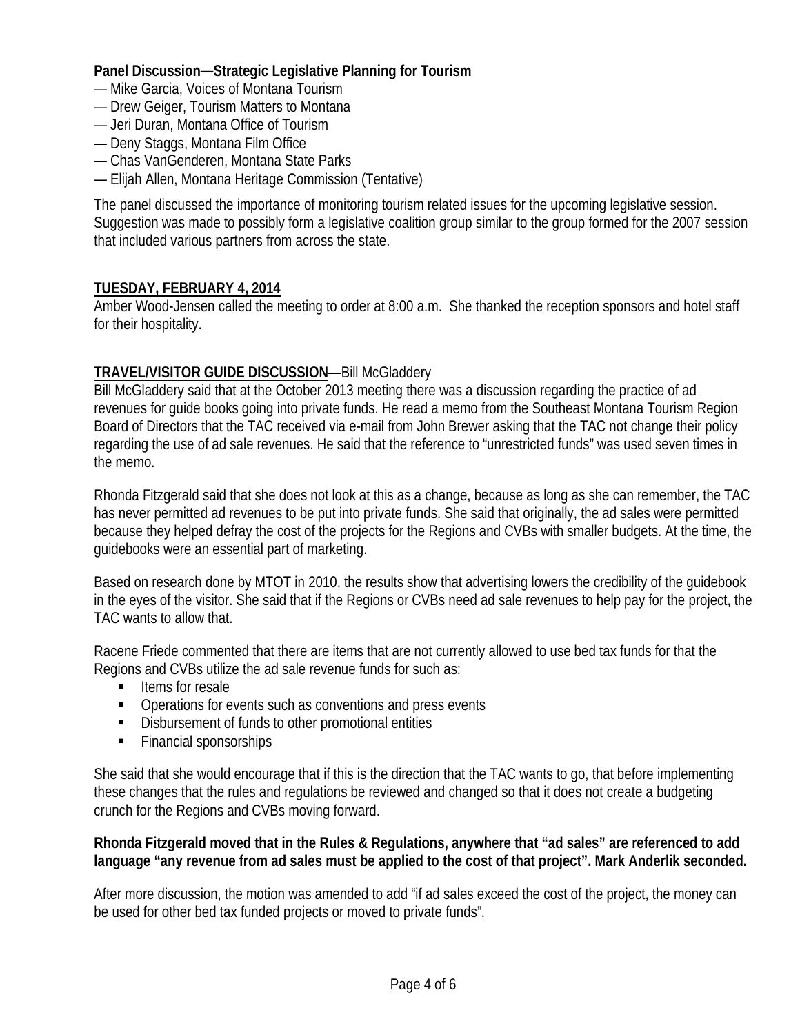**Panel Discussion—Strategic Legislative Planning for Tourism**

— Mike Garcia, Voices of Montana Tourism
— Drew Geiger, Tourism Matters to Montana
— Jeri Duran, Montana Office of Tourism
— Deny Staggs, Montana Film Office
— Chas VanGenderen, Montana State Parks
— Elijah Allen, Montana Heritage Commission (Tentative)

The panel discussed the importance of monitoring tourism related issues for the upcoming legislative session. Suggestion was made to possibly form a legislative coalition group similar to the group formed for the 2007 session that included various partners from across the state.

**TUESDAY, FEBRUARY 4, 2014**

Amber Wood-Jensen called the meeting to order at 8:00 a.m. She thanked the reception sponsors and hotel staff for their hospitality.

**TRAVEL/VISITOR GUIDE DISCUSSION**—Bill McGladdery

Bill McGladdery said that at the October 2013 meeting there was a discussion regarding the practice of ad revenues for guide books going into private funds. He read a memo from the Southeast Montana Tourism Region Board of Directors that the TAC received via e-mail from John Brewer asking that the TAC not change their policy regarding the use of ad sale revenues. He said that the reference to "unrestricted funds" was used seven times in the memo.

Rhonda Fitzgerald said that she does not look at this as a change, because as long as she can remember, the TAC has never permitted ad revenues to be put into private funds. She said that originally, the ad sales were permitted because they helped defray the cost of the projects for the Regions and CVBs with smaller budgets. At the time, the guidebooks were an essential part of marketing.

Based on research done by MTOT in 2010, the results show that advertising lowers the credibility of the guidebook in the eyes of the visitor. She said that if the Regions or CVBs need ad sale revenues to help pay for the project, the TAC wants to allow that.

Racene Friede commented that there are items that are not currently allowed to use bed tax funds for that the Regions and CVBs utilize the ad sale revenue funds for such as:

- Items for resale
- Operations for events such as conventions and press events
- Disbursement of funds to other promotional entities
- Financial sponsorships

She said that she would encourage that if this is the direction that the TAC wants to go, that before implementing these changes that the rules and regulations be reviewed and changed so that it does not create a budgeting crunch for the Regions and CVBs moving forward.

**Rhonda Fitzgerald moved that in the Rules & Regulations, anywhere that "ad sales" are referenced to add language "any revenue from ad sales must be applied to the cost of that project". Mark Anderlik seconded.**

After more discussion, the motion was amended to add "if ad sales exceed the cost of the project, the money can be used for other bed tax funded projects or moved to private funds".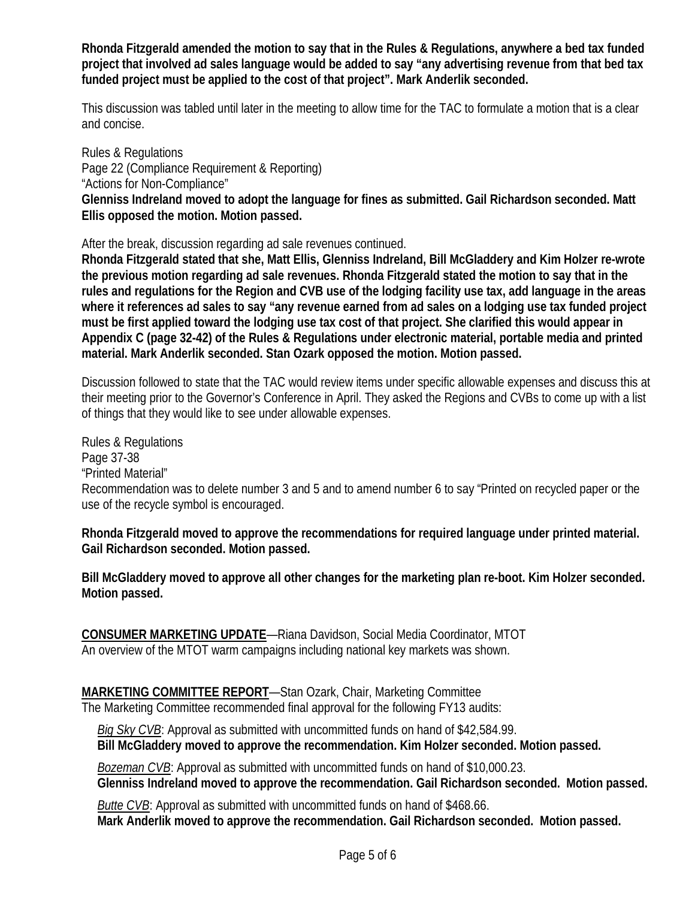**Rhonda Fitzgerald amended the motion to say that in the Rules & Regulations, anywhere a bed tax funded project that involved ad sales language would be added to say "any advertising revenue from that bed tax funded project must be applied to the cost of that project". Mark Anderlik seconded.**

This discussion was tabled until later in the meeting to allow time for the TAC to formulate a motion that is a clear and concise.

Rules & Regulations
Page 22 (Compliance Requirement & Reporting)
"Actions for Non-Compliance"
**Glenniss Indreland moved to adopt the language for fines as submitted. Gail Richardson seconded. Matt Ellis opposed the motion. Motion passed.**

After the break, discussion regarding ad sale revenues continued.
**Rhonda Fitzgerald stated that she, Matt Ellis, Glenniss Indreland, Bill McGladdery and Kim Holzer re-wrote the previous motion regarding ad sale revenues. Rhonda Fitzgerald stated the motion to say that in the rules and regulations for the Region and CVB use of the lodging facility use tax, add language in the areas where it references ad sales to say "any revenue earned from ad sales on a lodging use tax funded project must be first applied toward the lodging use tax cost of that project. She clarified this would appear in Appendix C (page 32-42) of the Rules & Regulations under electronic material, portable media and printed material. Mark Anderlik seconded. Stan Ozark opposed the motion. Motion passed.**

Discussion followed to state that the TAC would review items under specific allowable expenses and discuss this at their meeting prior to the Governor's Conference in April. They asked the Regions and CVBs to come up with a list of things that they would like to see under allowable expenses.

Rules & Regulations
Page 37-38
"Printed Material"
Recommendation was to delete number 3 and 5 and to amend number 6 to say "Printed on recycled paper or the use of the recycle symbol is encouraged.

**Rhonda Fitzgerald moved to approve the recommendations for required language under printed material. Gail Richardson seconded. Motion passed.**

**Bill McGladdery moved to approve all other changes for the marketing plan re-boot. Kim Holzer seconded. Motion passed.**

**CONSUMER MARKETING UPDATE**—Riana Davidson, Social Media Coordinator, MTOT
An overview of the MTOT warm campaigns including national key markets was shown.

**MARKETING COMMITTEE REPORT**—Stan Ozark, Chair, Marketing Committee
The Marketing Committee recommended final approval for the following FY13 audits:

*Big Sky CVB*: Approval as submitted with uncommitted funds on hand of $42,584.99.
**Bill McGladdery moved to approve the recommendation. Kim Holzer seconded. Motion passed.**

*Bozeman CVB*: Approval as submitted with uncommitted funds on hand of $10,000.23.
**Glenniss Indreland moved to approve the recommendation. Gail Richardson seconded. Motion passed.**

*Butte CVB*: Approval as submitted with uncommitted funds on hand of $468.66.
**Mark Anderlik moved to approve the recommendation. Gail Richardson seconded. Motion passed.**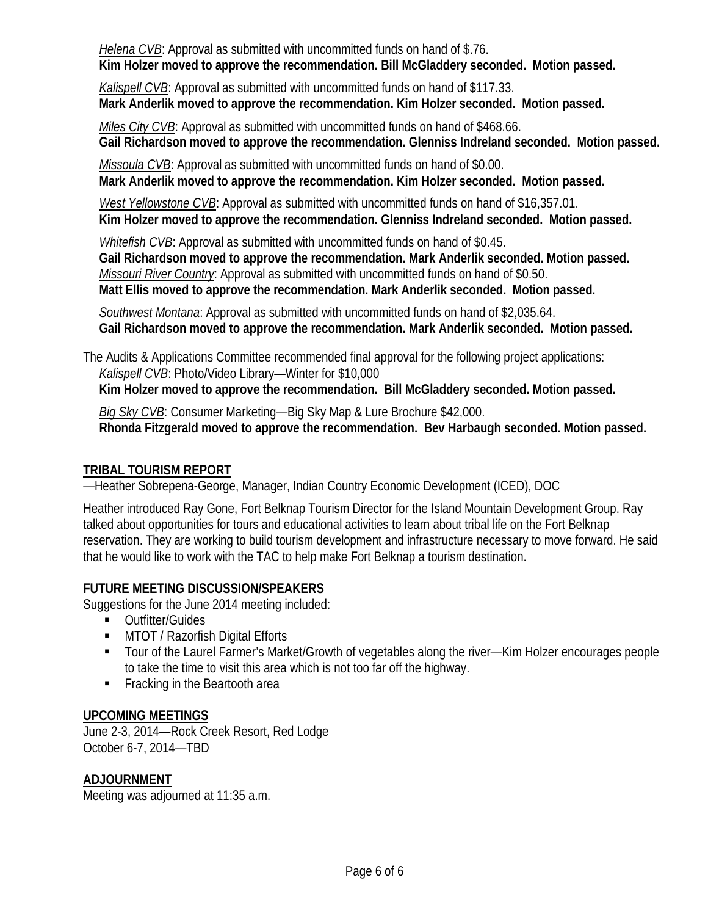*Helena CVB*: Approval as submitted with uncommitted funds on hand of $.76.
**Kim Holzer moved to approve the recommendation. Bill McGladdery seconded. Motion passed.**

*Kalispell CVB*: Approval as submitted with uncommitted funds on hand of $117.33.
**Mark Anderlik moved to approve the recommendation. Kim Holzer seconded. Motion passed.**

*Miles City CVB*: Approval as submitted with uncommitted funds on hand of $468.66.
**Gail Richardson moved to approve the recommendation. Glenniss Indreland seconded. Motion passed.**

*Missoula CVB*: Approval as submitted with uncommitted funds on hand of $0.00.
**Mark Anderlik moved to approve the recommendation. Kim Holzer seconded. Motion passed.**

*West Yellowstone CVB*: Approval as submitted with uncommitted funds on hand of $16,357.01.
**Kim Holzer moved to approve the recommendation. Glenniss Indreland seconded. Motion passed.**

*Whitefish CVB*: Approval as submitted with uncommitted funds on hand of $0.45.
**Gail Richardson moved to approve the recommendation. Mark Anderlik seconded. Motion passed.**
*Missouri River Country*: Approval as submitted with uncommitted funds on hand of $0.50.
**Matt Ellis moved to approve the recommendation. Mark Anderlik seconded. Motion passed.**

*Southwest Montana*: Approval as submitted with uncommitted funds on hand of $2,035.64.
**Gail Richardson moved to approve the recommendation. Mark Anderlik seconded. Motion passed.**

The Audits & Applications Committee recommended final approval for the following project applications:
*Kalispell CVB*: Photo/Video Library—Winter for $10,000
**Kim Holzer moved to approve the recommendation. Bill McGladdery seconded. Motion passed.**

*Big Sky CVB*: Consumer Marketing—Big Sky Map & Lure Brochure $42,000.
**Rhonda Fitzgerald moved to approve the recommendation. Bev Harbaugh seconded. Motion passed.**

## TRIBAL TOURISM REPORT

—Heather Sobrepena-George, Manager, Indian Country Economic Development (ICED), DOC

Heather introduced Ray Gone, Fort Belknap Tourism Director for the Island Mountain Development Group. Ray talked about opportunities for tours and educational activities to learn about tribal life on the Fort Belknap reservation. They are working to build tourism development and infrastructure necessary to move forward. He said that he would like to work with the TAC to help make Fort Belknap a tourism destination.

## FUTURE MEETING DISCUSSION/SPEAKERS

Suggestions for the June 2014 meeting included:

- Outfitter/Guides
- MTOT / Razorfish Digital Efforts
- Tour of the Laurel Farmer's Market/Growth of vegetables along the river—Kim Holzer encourages people to take the time to visit this area which is not too far off the highway.
- Fracking in the Beartooth area

## UPCOMING MEETINGS

June 2-3, 2014—Rock Creek Resort, Red Lodge
October 6-7, 2014—TBD

## ADJOURNMENT

Meeting was adjourned at 11:35 a.m.